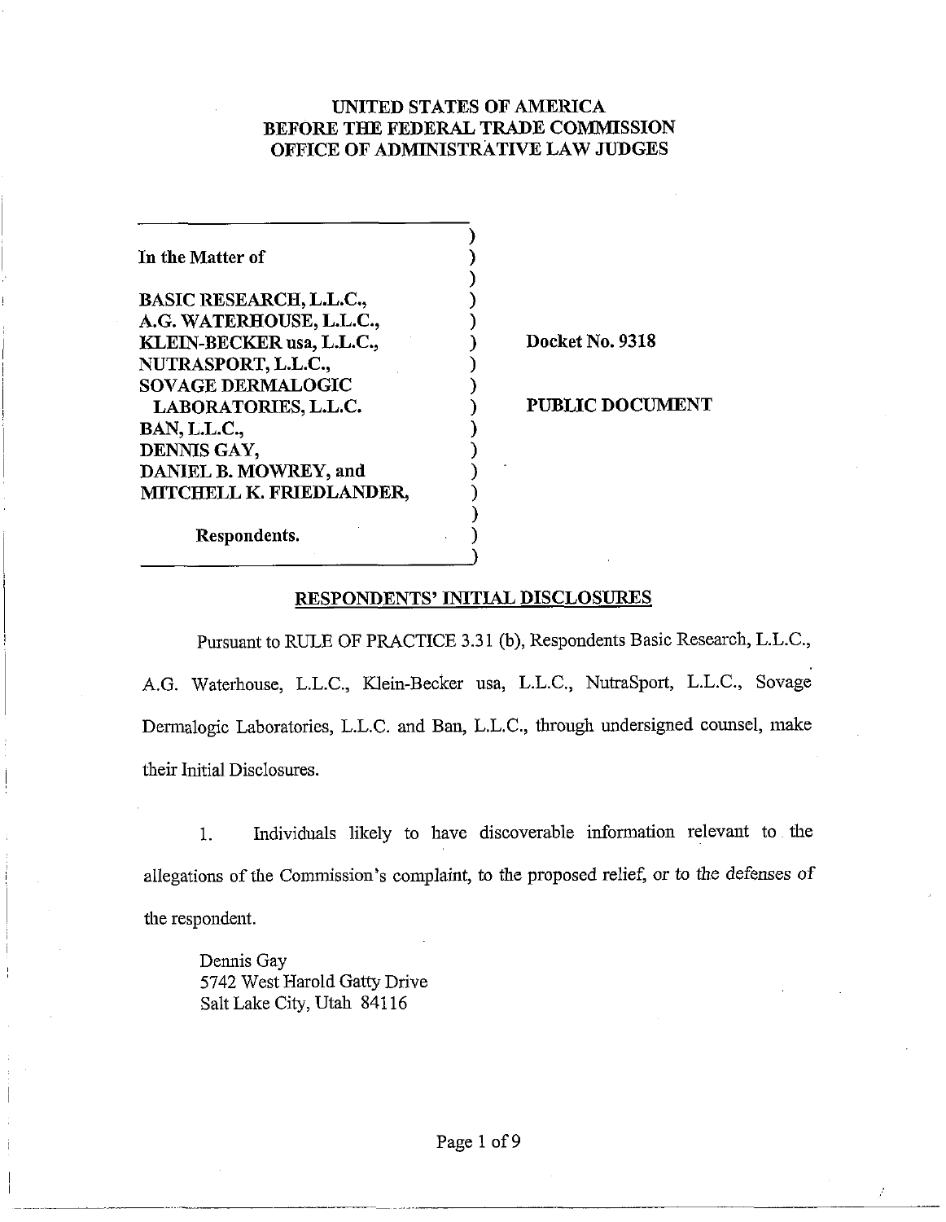**UNITED STATES OF AMERICA**
**BEFORE THE FEDERAL TRADE COMMISSION**
**OFFICE OF ADMINISTRATIVE LAW JUDGES**

| | |
|---|---|
| **In the Matter of** | |
| **BASIC RESEARCH, L.L.C.,** | |
| **A.G. WATERHOUSE, L.L.C.,** | |
| **KLEIN-BECKER usa, L.L.C.,** | **Docket No. 9318** |
| **NUTRASPORT, L.L.C.,** | |
| **SOVAGE DERMALOGIC LABORATORIES, L.L.C.** | **PUBLIC DOCUMENT** |
| **BAN, L.L.C.,** | |
| **DENNIS GAY,** | |
| **DANIEL B. MOWREY, and** | |
| **MITCHELL K. FRIEDLANDER,** | |
| **Respondents.** | |

## RESPONDENTS' INITIAL DISCLOSURES

Pursuant to RULE OF PRACTICE 3.31 (b), Respondents Basic Research, L.L.C., A.G. Waterhouse, L.L.C., Klein-Becker usa, L.L.C., NutraSport, L.L.C., Sovage Dermalogic Laboratories, L.L.C. and Ban, L.L.C., through undersigned counsel, make their Initial Disclosures.

1. Individuals likely to have discoverable information relevant to the allegations of the Commission's complaint, to the proposed relief, or to the defenses of the respondent.

Dennis Gay
5742 West Harold Gatty Drive
Salt Lake City, Utah 84116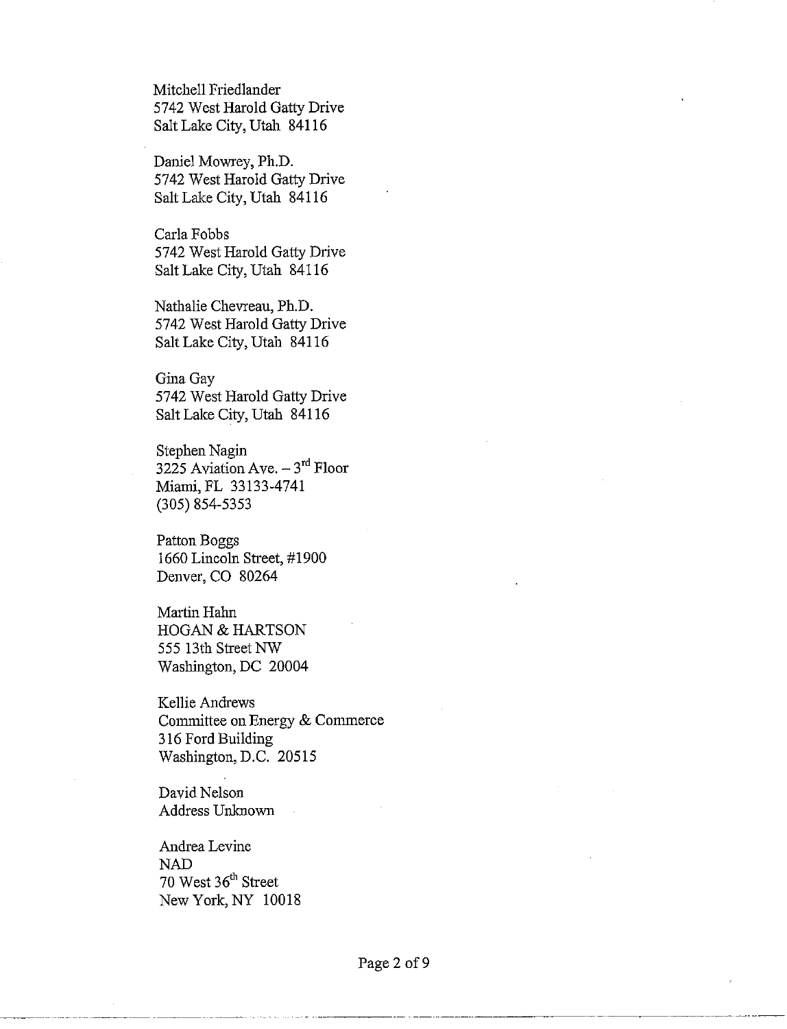Mitchell Friedlander
5742 West Harold Gatty Drive
Salt Lake City, Utah 84116

Daniel Mowrey, Ph.D.
5742 West Harold Gatty Drive
Salt Lake City, Utah 84116

Carla Fobbs
5742 West Harold Gatty Drive
Salt Lake City, Utah 84116

Nathalie Chevreau, Ph.D.
5742 West Harold Gatty Drive
Salt Lake City, Utah 84116

Gina Gay
5742 West Harold Gatty Drive
Salt Lake City, Utah 84116

Stephen Nagin
3225 Aviation Ave. – 3rd Floor
Miami, FL 33133-4741
(305) 854-5353

Patton Boggs
1660 Lincoln Street, #1900
Denver, CO 80264

Martin Hahn
HOGAN & HARTSON
555 13th Street NW
Washington, DC 20004

Kellie Andrews
Committee on Energy & Commerce
316 Ford Building
Washington, D.C. 20515

David Nelson
Address Unknown

Andrea Levine
NAD
70 West 36th Street
New York, NY 10018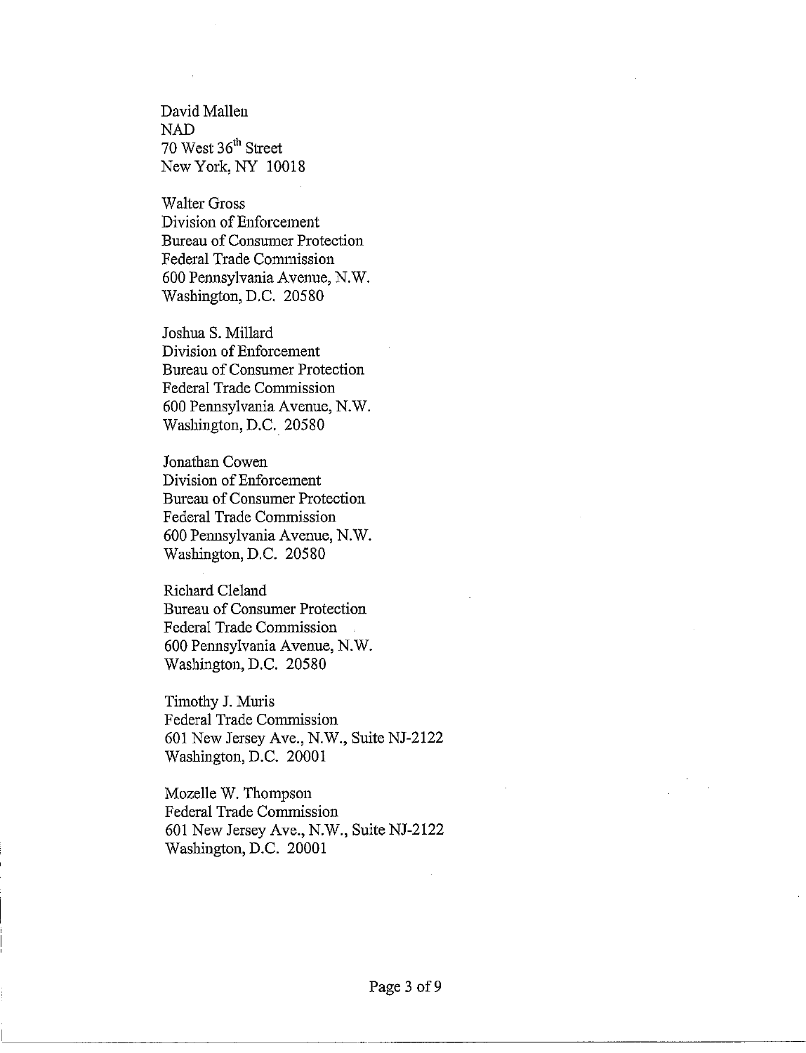David Mallen
NAD
70 West 36th Street
New York, NY 10018

Walter Gross
Division of Enforcement
Bureau of Consumer Protection
Federal Trade Commission
600 Pennsylvania Avenue, N.W.
Washington, D.C. 20580

Joshua S. Millard
Division of Enforcement
Bureau of Consumer Protection
Federal Trade Commission
600 Pennsylvania Avenue, N.W.
Washington, D.C. 20580

Jonathan Cowen
Division of Enforcement
Bureau of Consumer Protection
Federal Trade Commission
600 Pennsylvania Avenue, N.W.
Washington, D.C. 20580

Richard Cleland
Bureau of Consumer Protection
Federal Trade Commission
600 Pennsylvania Avenue, N.W.
Washington, D.C. 20580

Timothy J. Muris
Federal Trade Commission
601 New Jersey Ave., N.W., Suite NJ-2122
Washington, D.C. 20001

Mozelle W. Thompson
Federal Trade Commission
601 New Jersey Ave., N.W., Suite NJ-2122
Washington, D.C. 20001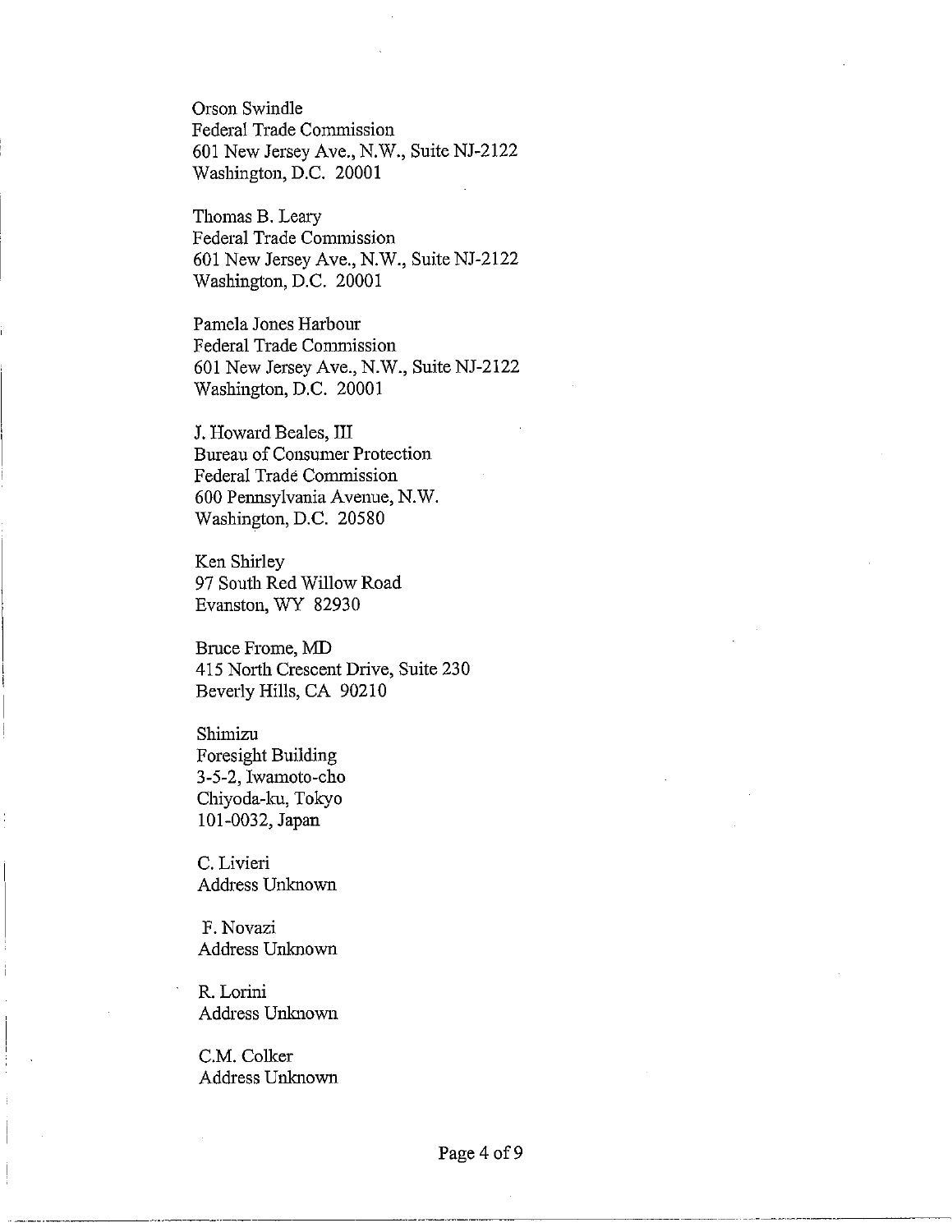Orson Swindle
Federal Trade Commission
601 New Jersey Ave., N.W., Suite NJ-2122
Washington, D.C. 20001

Thomas B. Leary
Federal Trade Commission
601 New Jersey Ave., N.W., Suite NJ-2122
Washington, D.C. 20001

Pamela Jones Harbour
Federal Trade Commission
601 New Jersey Ave., N.W., Suite NJ-2122
Washington, D.C. 20001

J. Howard Beales, III
Bureau of Consumer Protection
Federal Trade Commission
600 Pennsylvania Avenue, N.W.
Washington, D.C. 20580

Ken Shirley
97 South Red Willow Road
Evanston, WY 82930

Bruce Frome, MD
415 North Crescent Drive, Suite 230
Beverly Hills, CA 90210

Shimizu
Foresight Building
3-5-2, Iwamoto-cho
Chiyoda-ku, Tokyo
101-0032, Japan

C. Livieri
Address Unknown

F. Novazi
Address Unknown

R. Lorini
Address Unknown

C.M. Colker
Address Unknown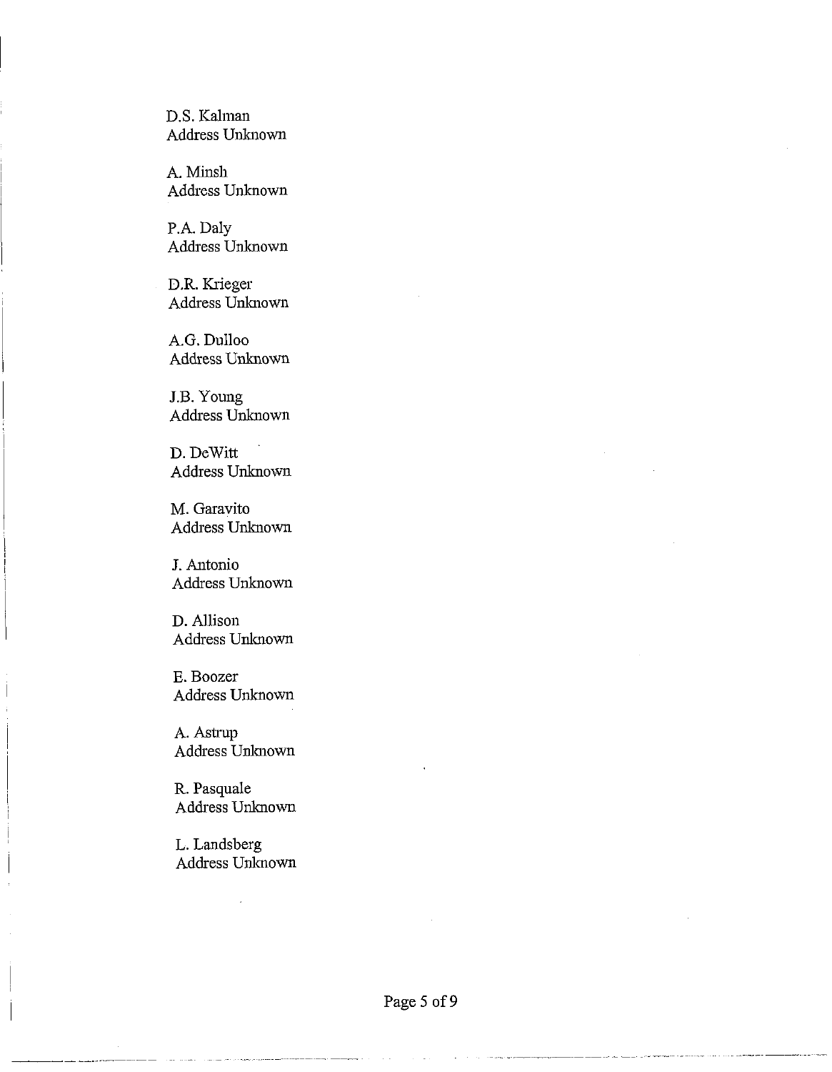D.S. Kalman
Address Unknown

A. Minsh
Address Unknown

P.A. Daly
Address Unknown

D.R. Krieger
Address Unknown

A.G. Dulloo
Address Unknown

J.B. Young
Address Unknown

D. DeWitt
Address Unknown

M. Garavito
Address Unknown

J. Antonio
Address Unknown

D. Allison
Address Unknown

E. Boozer
Address Unknown

A. Astrup
Address Unknown

R. Pasquale
Address Unknown

L. Landsberg
Address Unknown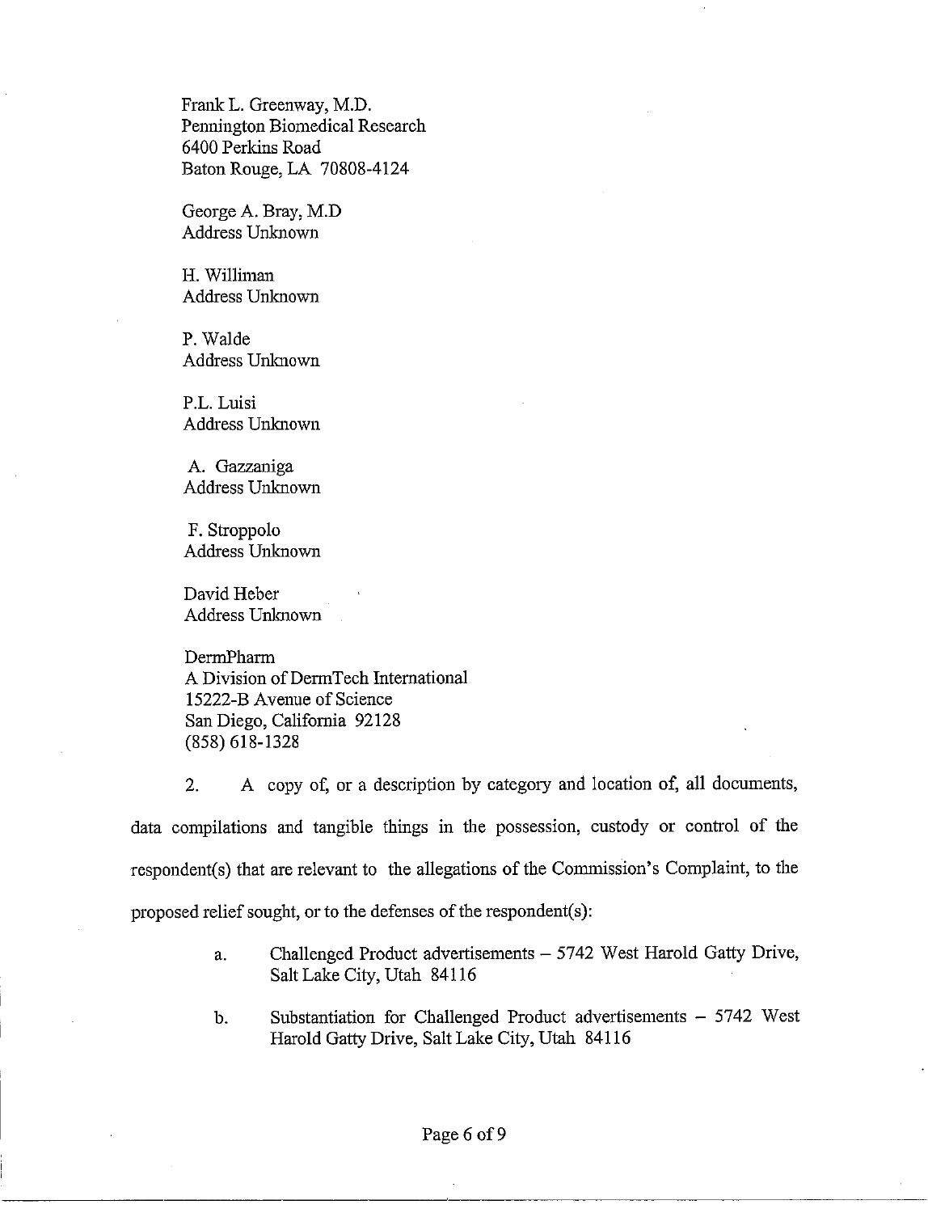Frank L. Greenway, M.D.
Pennington Biomedical Research
6400 Perkins Road
Baton Rouge, LA 70808-4124

George A. Bray, M.D
Address Unknown

H. Williman
Address Unknown

P. Walde
Address Unknown

P.L. Luisi
Address Unknown

A. Gazzaniga
Address Unknown

F. Stroppolo
Address Unknown

David Heber
Address Unknown

DermPharm
A Division of DermTech International
15222-B Avenue of Science
San Diego, California 92128
(858) 618-1328

2. A copy of, or a description by category and location of, all documents, data compilations and tangible things in the possession, custody or control of the respondent(s) that are relevant to the allegations of the Commission's Complaint, to the proposed relief sought, or to the defenses of the respondent(s):

a. Challenged Product advertisements – 5742 West Harold Gatty Drive, Salt Lake City, Utah 84116

b. Substantiation for Challenged Product advertisements – 5742 West Harold Gatty Drive, Salt Lake City, Utah 84116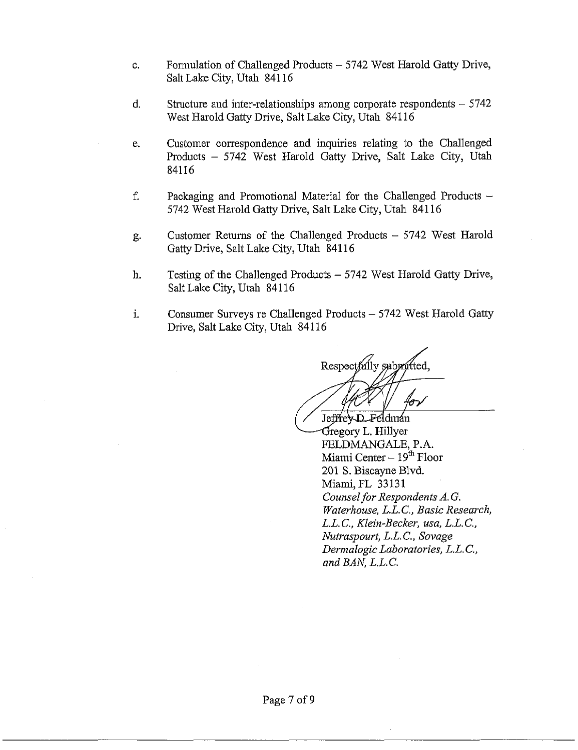c. Formulation of Challenged Products – 5742 West Harold Gatty Drive, Salt Lake City, Utah 84116

d. Structure and inter-relationships among corporate respondents – 5742 West Harold Gatty Drive, Salt Lake City, Utah 84116

e. Customer correspondence and inquiries relating to the Challenged Products – 5742 West Harold Gatty Drive, Salt Lake City, Utah 84116

f. Packaging and Promotional Material for the Challenged Products – 5742 West Harold Gatty Drive, Salt Lake City, Utah 84116

g. Customer Returns of the Challenged Products – 5742 West Harold Gatty Drive, Salt Lake City, Utah 84116

h. Testing of the Challenged Products – 5742 West Harold Gatty Drive, Salt Lake City, Utah 84116

i. Consumer Surveys re Challenged Products – 5742 West Harold Gatty Drive, Salt Lake City, Utah 84116

Respectfully submitted,

for

Jeffrey D. Feldman
Gregory L. Hillyer
FELDMANGALE, P.A.
Miami Center – 19th Floor
201 S. Biscayne Blvd.
Miami, FL 33131
*Counsel for Respondents A.G. Waterhouse, L.L.C., Basic Research, L.L.C., Klein-Becker, usa, L.L.C., Nutraspourt, L.L.C., Sovage Dermalogic Laboratories, L.L.C., and BAN, L.L.C.*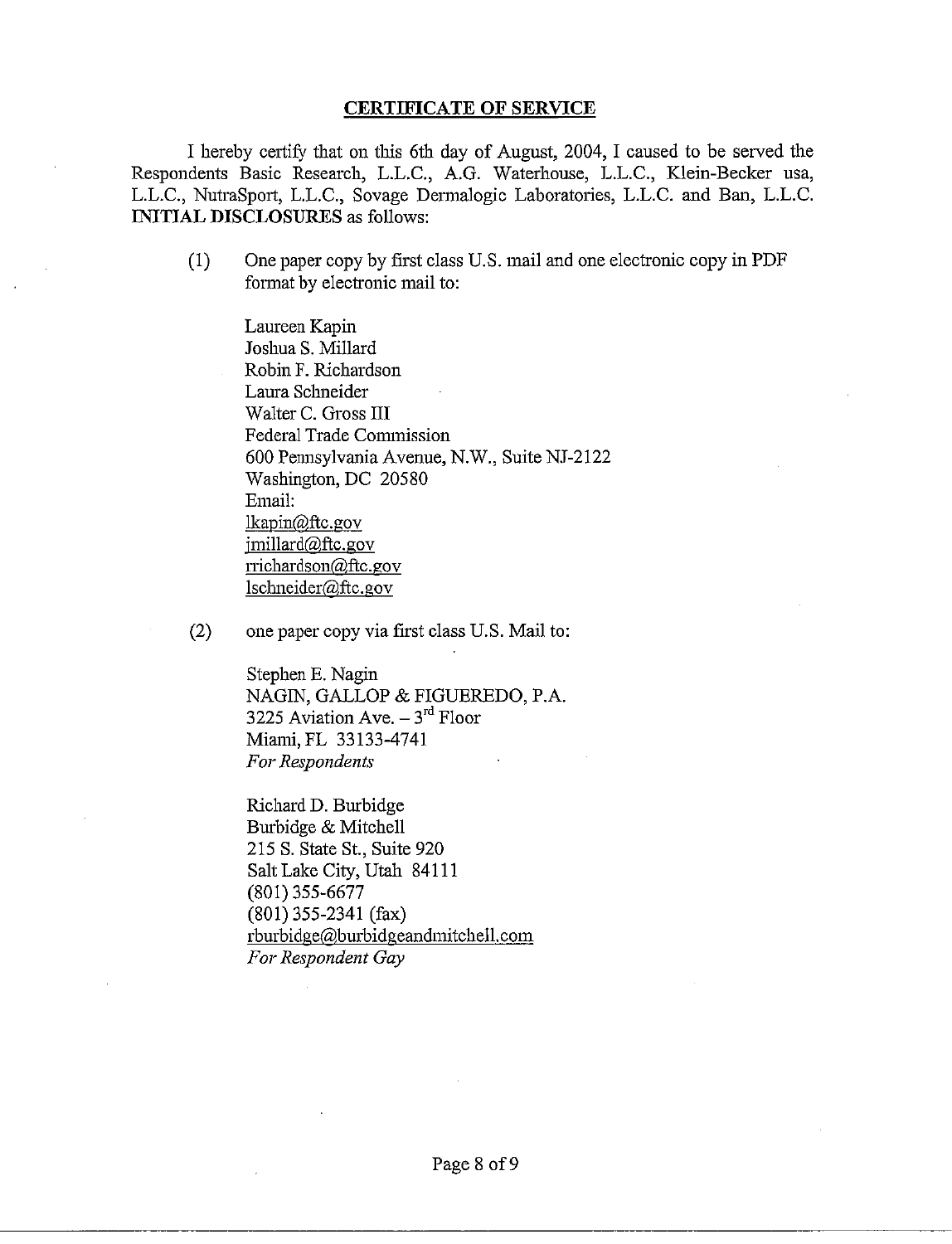**CERTIFICATE OF SERVICE**

I hereby certify that on this 6th day of August, 2004, I caused to be served the Respondents Basic Research, L.L.C., A.G. Waterhouse, L.L.C., Klein-Becker usa, L.L.C., NutraSport, L.L.C., Sovage Dermalogic Laboratories, L.L.C. and Ban, L.L.C. **INITIAL DISCLOSURES** as follows:

(1) One paper copy by first class U.S. mail and one electronic copy in PDF format by electronic mail to:

Laureen Kapin
Joshua S. Millard
Robin F. Richardson
Laura Schneider
Walter C. Gross III
Federal Trade Commission
600 Pennsylvania Avenue, N.W., Suite NJ-2122
Washington, DC 20580
Email:
lkapin@ftc.gov
jmillard@ftc.gov
rrichardson@ftc.gov
lschneider@ftc.gov

(2) one paper copy via first class U.S. Mail to:

Stephen E. Nagin
NAGIN, GALLOP & FIGUEREDO, P.A.
3225 Aviation Ave. – 3rd Floor
Miami, FL 33133-4741
*For Respondents*

Richard D. Burbidge
Burbidge & Mitchell
215 S. State St., Suite 920
Salt Lake City, Utah 84111
(801) 355-6677
(801) 355-2341 (fax)
rburbidge@burbidgeandmitchell.com
*For Respondent Gay*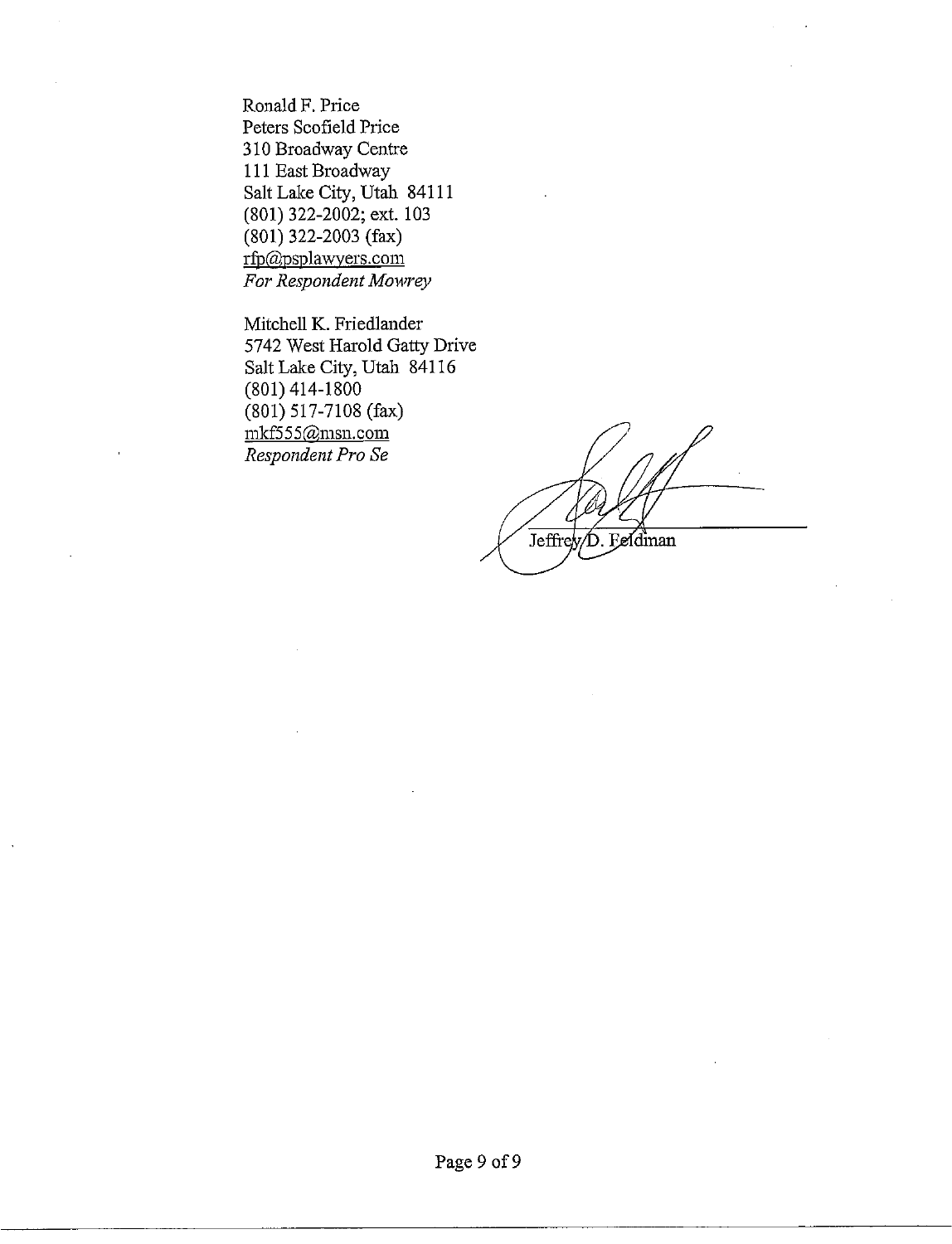Ronald F. Price  
Peters Scofield Price  
310 Broadway Centre  
111 East Broadway  
Salt Lake City, Utah 84111  
(801) 322-2002; ext. 103  
(801) 322-2003 (fax)  
rfp@psplawyers.com  
*For Respondent Mowrey*

Mitchell K. Friedlander  
5742 West Harold Gatty Drive  
Salt Lake City, Utah 84116  
(801) 414-1800  
(801) 517-7108 (fax)  
mkf555@msn.com  
*Respondent Pro Se*

Jeffrey D. Feldman